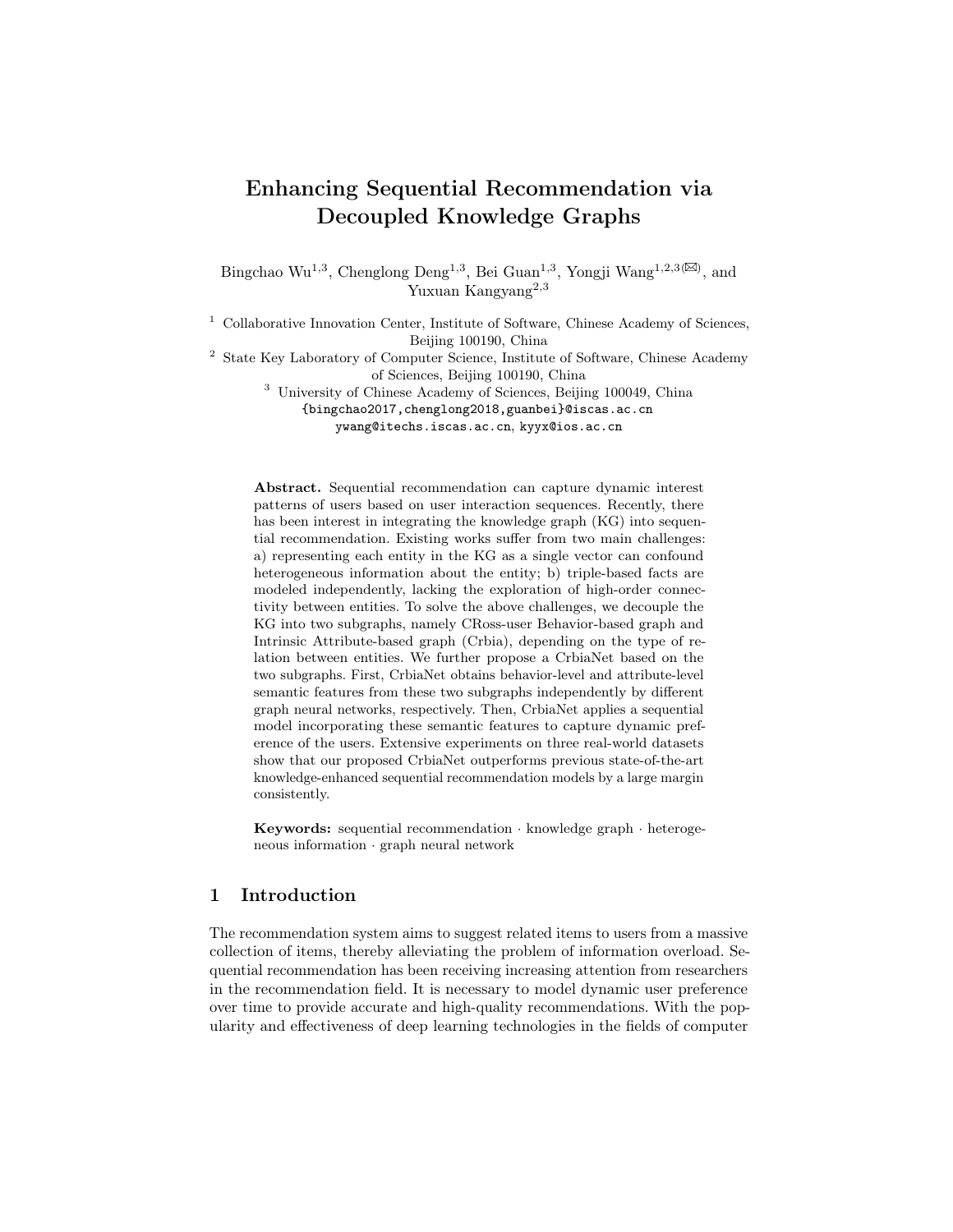# Enhancing Sequential Recommendation via Decoupled Knowledge Graphs

Bingchao Wu[1,3], Chenglong Deng[1,3], Bei Guan[1,3], Yongji Wang[1,2,3](✉), and Yuxuan Kangyang[2,3]

[1] Collaborative Innovation Center, Institute of Software, Chinese Academy of Sciences, Beijing 100190, China

[2] State Key Laboratory of Computer Science, Institute of Software, Chinese Academy of Sciences, Beijing 100190, China

[3] University of Chinese Academy of Sciences, Beijing 100049, China

{bingchao2017,chenglong2018,guanbei}@iscas.ac.cn

ywang@itechs.iscas.ac.cn, kyyx@ios.ac.cn

**Abstract.** Sequential recommendation can capture dynamic interest patterns of users based on user interaction sequences. Recently, there has been interest in integrating the knowledge graph (KG) into sequential recommendation. Existing works suffer from two main challenges: a) representing each entity in the KG as a single vector can confound heterogeneous information about the entity; b) triple-based facts are modeled independently, lacking the exploration of high-order connectivity between entities. To solve the above challenges, we decouple the KG into two subgraphs, namely CRoss-user Behavior-based graph and Intrinsic Attribute-based graph (Crbia), depending on the type of relation between entities. We further propose a CrbiaNet based on the two subgraphs. First, CrbiaNet obtains behavior-level and attribute-level semantic features from these two subgraphs independently by different graph neural networks, respectively. Then, CrbiaNet applies a sequential model incorporating these semantic features to capture dynamic preference of the users. Extensive experiments on three real-world datasets show that our proposed CrbiaNet outperforms previous state-of-the-art knowledge-enhanced sequential recommendation models by a large margin consistently.

**Keywords:** sequential recommendation · knowledge graph · heterogeneous information · graph neural network

## 1 Introduction

The recommendation system aims to suggest related items to users from a massive collection of items, thereby alleviating the problem of information overload. Sequential recommendation has been receiving increasing attention from researchers in the recommendation field. It is necessary to model dynamic user preference over time to provide accurate and high-quality recommendations. With the popularity and effectiveness of deep learning technologies in the fields of computer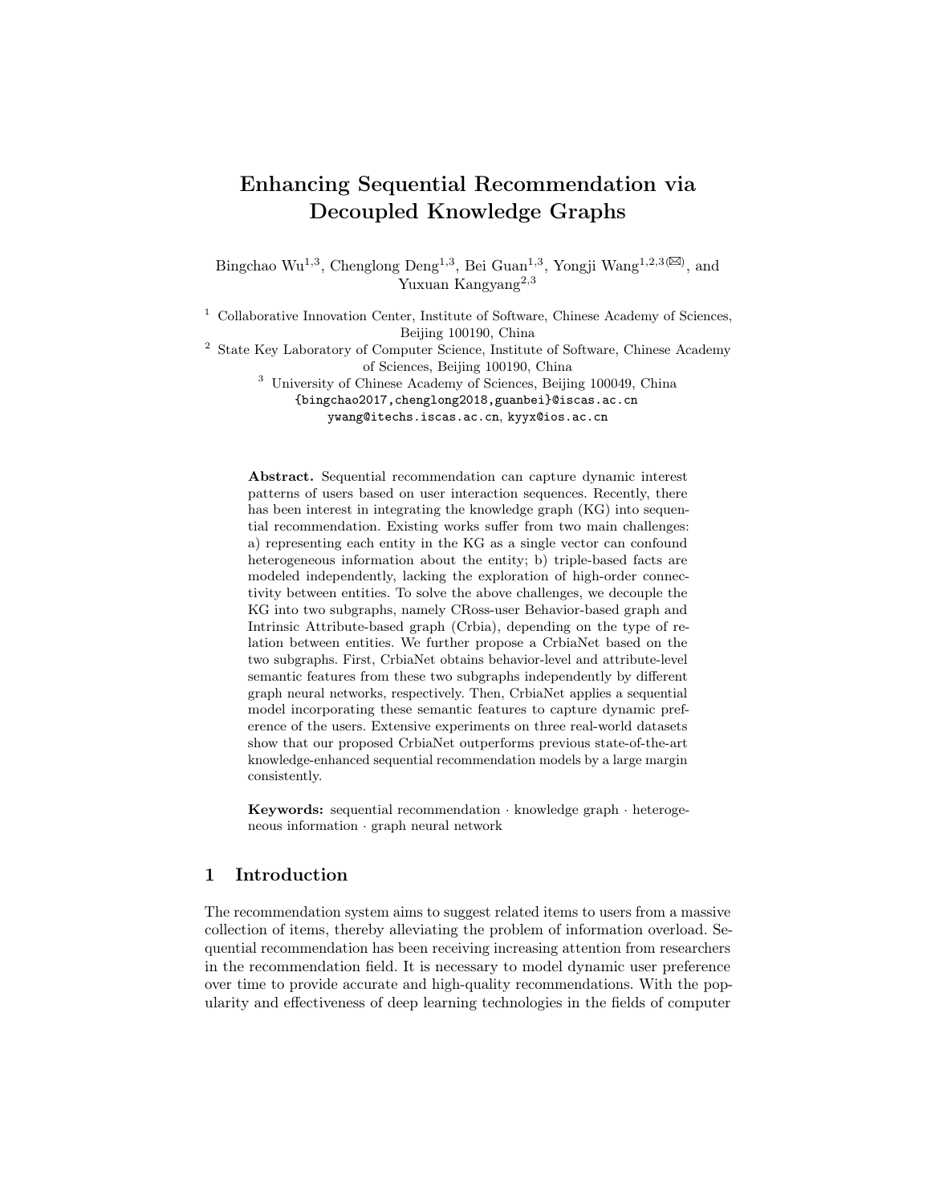# Enhancing Sequential Recommendation via Decoupled Knowledge Graphs

Bingchao Wu[1,3], Chenglong Deng[1,3], Bei Guan[1,3], Yongji Wang[1,2,3](✉), and Yuxuan Kangyang[2,3]

[1] Collaborative Innovation Center, Institute of Software, Chinese Academy of Sciences, Beijing 100190, China

[2] State Key Laboratory of Computer Science, Institute of Software, Chinese Academy of Sciences, Beijing 100190, China

[3] University of Chinese Academy of Sciences, Beijing 100049, China

{bingchao2017,chenglong2018,guanbei}@iscas.ac.cn
ywang@itechs.iscas.ac.cn, kyyx@ios.ac.cn

**Abstract.** Sequential recommendation can capture dynamic interest patterns of users based on user interaction sequences. Recently, there has been interest in integrating the knowledge graph (KG) into sequential recommendation. Existing works suffer from two main challenges: a) representing each entity in the KG as a single vector can confound heterogeneous information about the entity; b) triple-based facts are modeled independently, lacking the exploration of high-order connectivity between entities. To solve the above challenges, we decouple the KG into two subgraphs, namely CRoss-user Behavior-based graph and Intrinsic Attribute-based graph (Crbia), depending on the type of relation between entities. We further propose a CrbiaNet based on the two subgraphs. First, CrbiaNet obtains behavior-level and attribute-level semantic features from these two subgraphs independently by different graph neural networks, respectively. Then, CrbiaNet applies a sequential model incorporating these semantic features to capture dynamic preference of the users. Extensive experiments on three real-world datasets show that our proposed CrbiaNet outperforms previous state-of-the-art knowledge-enhanced sequential recommendation models by a large margin consistently.

**Keywords:** sequential recommendation · knowledge graph · heterogeneous information · graph neural network

## 1 Introduction

The recommendation system aims to suggest related items to users from a massive collection of items, thereby alleviating the problem of information overload. Sequential recommendation has been receiving increasing attention from researchers in the recommendation field. It is necessary to model dynamic user preference over time to provide accurate and high-quality recommendations. With the popularity and effectiveness of deep learning technologies in the fields of computer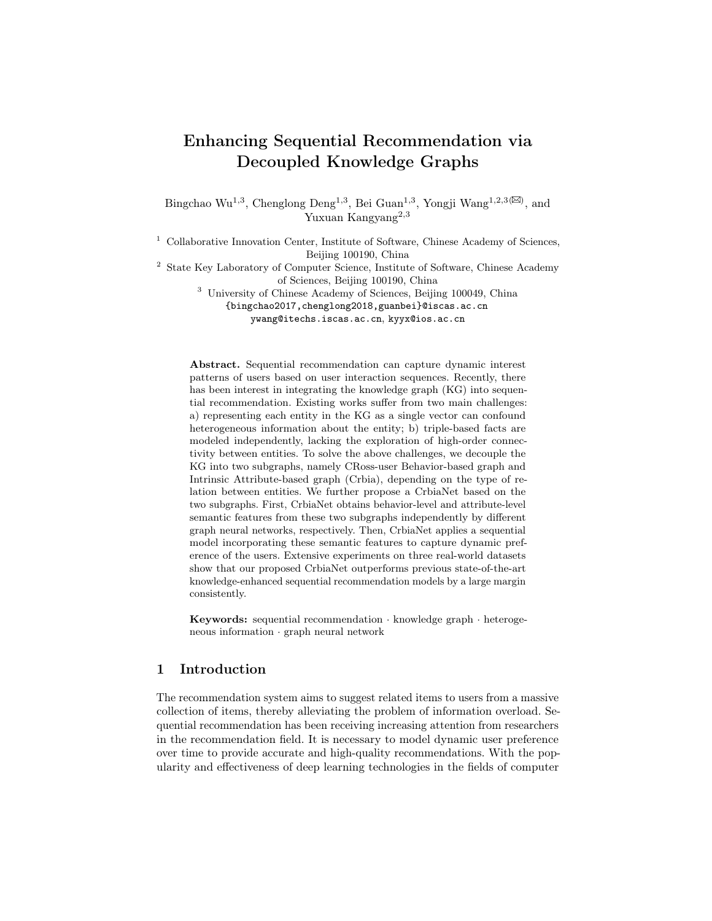# Enhancing Sequential Recommendation via Decoupled Knowledge Graphs

Bingchao Wu[1,3], Chenglong Deng[1,3], Bei Guan[1,3], Yongji Wang[1,2,3](✉), and Yuxuan Kangyang[2,3]

[1] Collaborative Innovation Center, Institute of Software, Chinese Academy of Sciences, Beijing 100190, China

[2] State Key Laboratory of Computer Science, Institute of Software, Chinese Academy of Sciences, Beijing 100190, China

[3] University of Chinese Academy of Sciences, Beijing 100049, China

{bingchao2017,chenglong2018,guanbei}@iscas.ac.cn

ywang@itechs.iscas.ac.cn, kyyx@ios.ac.cn

**Abstract.** Sequential recommendation can capture dynamic interest patterns of users based on user interaction sequences. Recently, there has been interest in integrating the knowledge graph (KG) into sequential recommendation. Existing works suffer from two main challenges: a) representing each entity in the KG as a single vector can confound heterogeneous information about the entity; b) triple-based facts are modeled independently, lacking the exploration of high-order connectivity between entities. To solve the above challenges, we decouple the KG into two subgraphs, namely CRoss-user Behavior-based graph and Intrinsic Attribute-based graph (Crbia), depending on the type of relation between entities. We further propose a CrbiaNet based on the two subgraphs. First, CrbiaNet obtains behavior-level and attribute-level semantic features from these two subgraphs independently by different graph neural networks, respectively. Then, CrbiaNet applies a sequential model incorporating these semantic features to capture dynamic preference of the users. Extensive experiments on three real-world datasets show that our proposed CrbiaNet outperforms previous state-of-the-art knowledge-enhanced sequential recommendation models by a large margin consistently.

**Keywords:** sequential recommendation · knowledge graph · heterogeneous information · graph neural network

## 1 Introduction

The recommendation system aims to suggest related items to users from a massive collection of items, thereby alleviating the problem of information overload. Sequential recommendation has been receiving increasing attention from researchers in the recommendation field. It is necessary to model dynamic user preference over time to provide accurate and high-quality recommendations. With the popularity and effectiveness of deep learning technologies in the fields of computer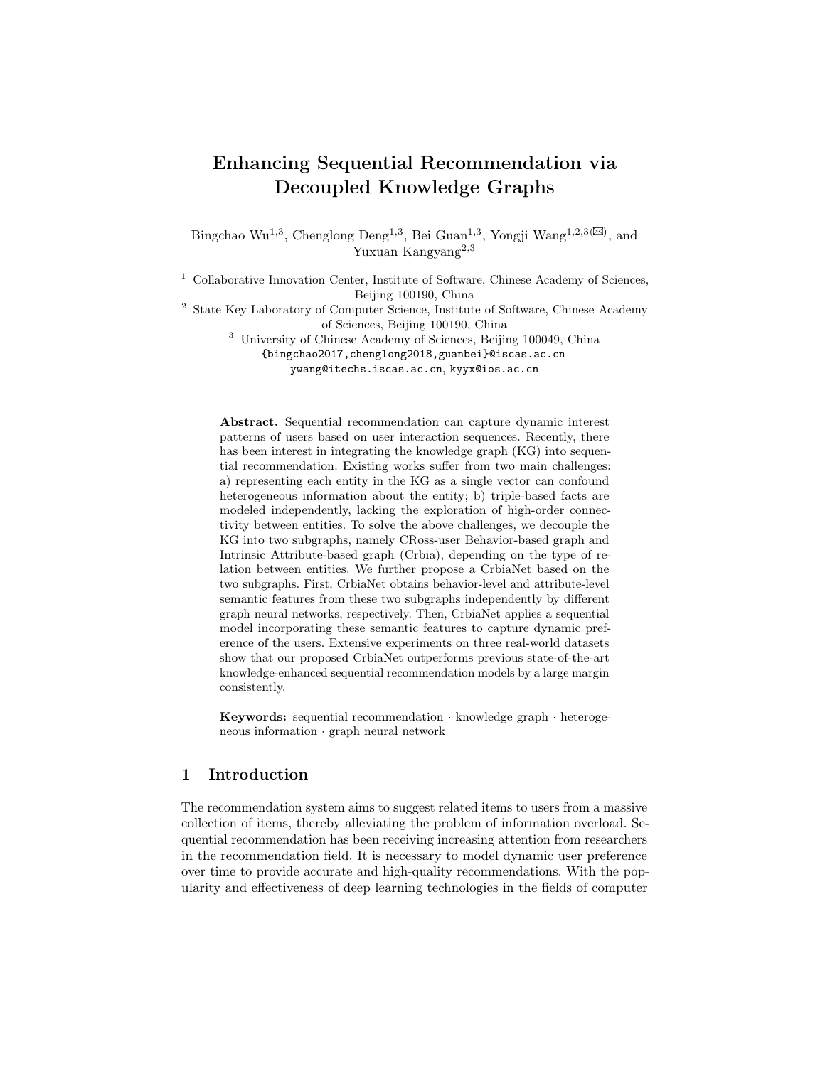# Enhancing Sequential Recommendation via Decoupled Knowledge Graphs

Bingchao Wu[1,3], Chenglong Deng[1,3], Bei Guan[1,3], Yongji Wang[1,2,3(✉)], and Yuxuan Kangyang[2,3]

[1] Collaborative Innovation Center, Institute of Software, Chinese Academy of Sciences, Beijing 100190, China

[2] State Key Laboratory of Computer Science, Institute of Software, Chinese Academy of Sciences, Beijing 100190, China

[3] University of Chinese Academy of Sciences, Beijing 100049, China

{bingchao2017,chenglong2018,guanbei}@iscas.ac.cn
ywang@itechs.iscas.ac.cn, kyyx@ios.ac.cn

**Abstract.** Sequential recommendation can capture dynamic interest patterns of users based on user interaction sequences. Recently, there has been interest in integrating the knowledge graph (KG) into sequential recommendation. Existing works suffer from two main challenges: a) representing each entity in the KG as a single vector can confound heterogeneous information about the entity; b) triple-based facts are modeled independently, lacking the exploration of high-order connectivity between entities. To solve the above challenges, we decouple the KG into two subgraphs, namely CRoss-user Behavior-based graph and Intrinsic Attribute-based graph (Crbia), depending on the type of relation between entities. We further propose a CrbiaNet based on the two subgraphs. First, CrbiaNet obtains behavior-level and attribute-level semantic features from these two subgraphs independently by different graph neural networks, respectively. Then, CrbiaNet applies a sequential model incorporating these semantic features to capture dynamic preference of the users. Extensive experiments on three real-world datasets show that our proposed CrbiaNet outperforms previous state-of-the-art knowledge-enhanced sequential recommendation models by a large margin consistently.

**Keywords:** sequential recommendation · knowledge graph · heterogeneous information · graph neural network

## 1 Introduction

The recommendation system aims to suggest related items to users from a massive collection of items, thereby alleviating the problem of information overload. Sequential recommendation has been receiving increasing attention from researchers in the recommendation field. It is necessary to model dynamic user preference over time to provide accurate and high-quality recommendations. With the popularity and effectiveness of deep learning technologies in the fields of computer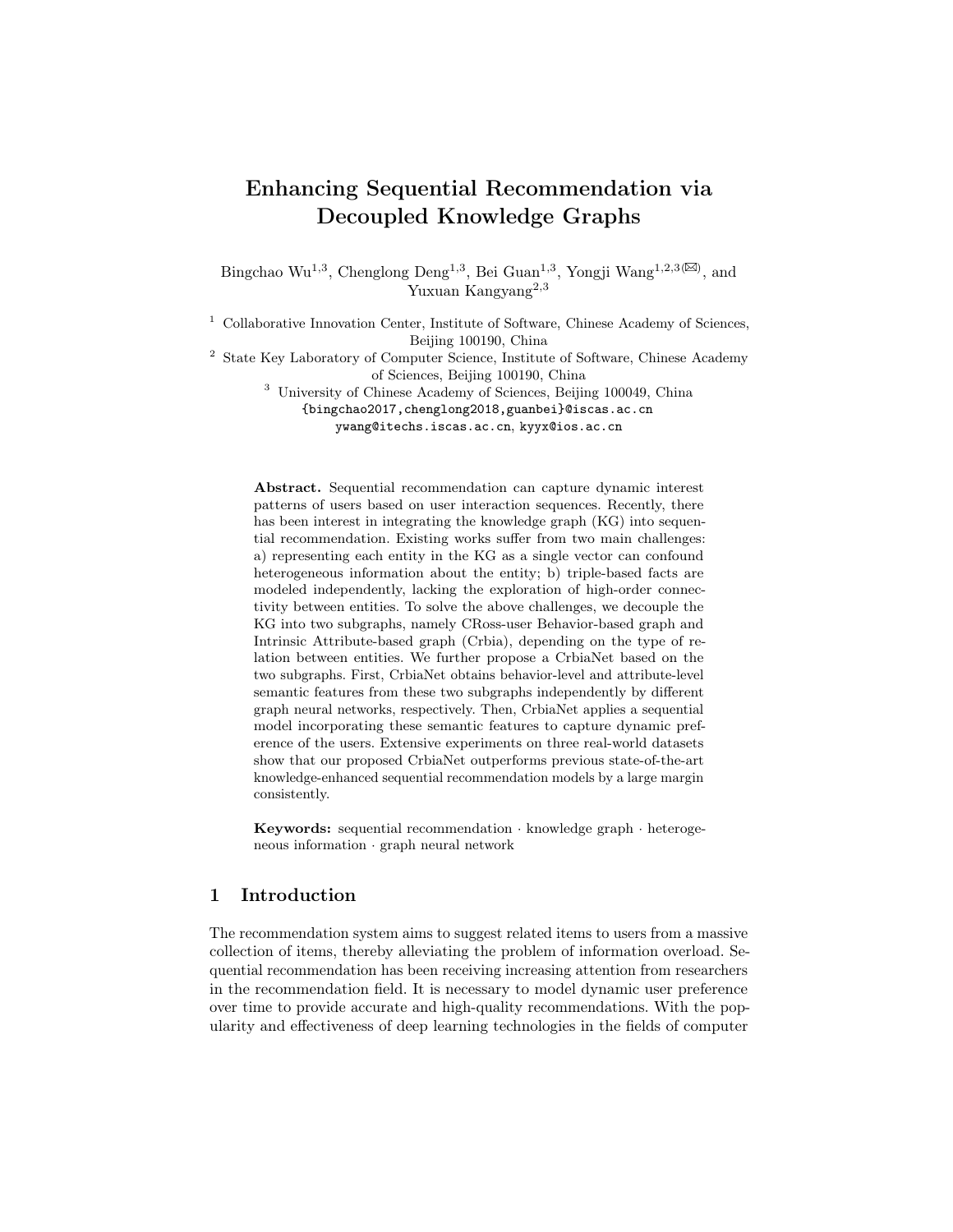# Enhancing Sequential Recommendation via Decoupled Knowledge Graphs

Bingchao Wu[1,3], Chenglong Deng[1,3], Bei Guan[1,3], Yongji Wang[1,2,3](✉), and Yuxuan Kangyang[2,3]

[1] Collaborative Innovation Center, Institute of Software, Chinese Academy of Sciences, Beijing 100190, China

[2] State Key Laboratory of Computer Science, Institute of Software, Chinese Academy of Sciences, Beijing 100190, China

[3] University of Chinese Academy of Sciences, Beijing 100049, China

{bingchao2017,chenglong2018,guanbei}@iscas.ac.cn
ywang@itechs.iscas.ac.cn, kyyx@ios.ac.cn

**Abstract.** Sequential recommendation can capture dynamic interest patterns of users based on user interaction sequences. Recently, there has been interest in integrating the knowledge graph (KG) into sequential recommendation. Existing works suffer from two main challenges: a) representing each entity in the KG as a single vector can confound heterogeneous information about the entity; b) triple-based facts are modeled independently, lacking the exploration of high-order connectivity between entities. To solve the above challenges, we decouple the KG into two subgraphs, namely CRoss-user Behavior-based graph and Intrinsic Attribute-based graph (Crbia), depending on the type of relation between entities. We further propose a CrbiaNet based on the two subgraphs. First, CrbiaNet obtains behavior-level and attribute-level semantic features from these two subgraphs independently by different graph neural networks, respectively. Then, CrbiaNet applies a sequential model incorporating these semantic features to capture dynamic preference of the users. Extensive experiments on three real-world datasets show that our proposed CrbiaNet outperforms previous state-of-the-art knowledge-enhanced sequential recommendation models by a large margin consistently.

**Keywords:** sequential recommendation · knowledge graph · heterogeneous information · graph neural network

## 1 Introduction

The recommendation system aims to suggest related items to users from a massive collection of items, thereby alleviating the problem of information overload. Sequential recommendation has been receiving increasing attention from researchers in the recommendation field. It is necessary to model dynamic user preference over time to provide accurate and high-quality recommendations. With the popularity and effectiveness of deep learning technologies in the fields of computer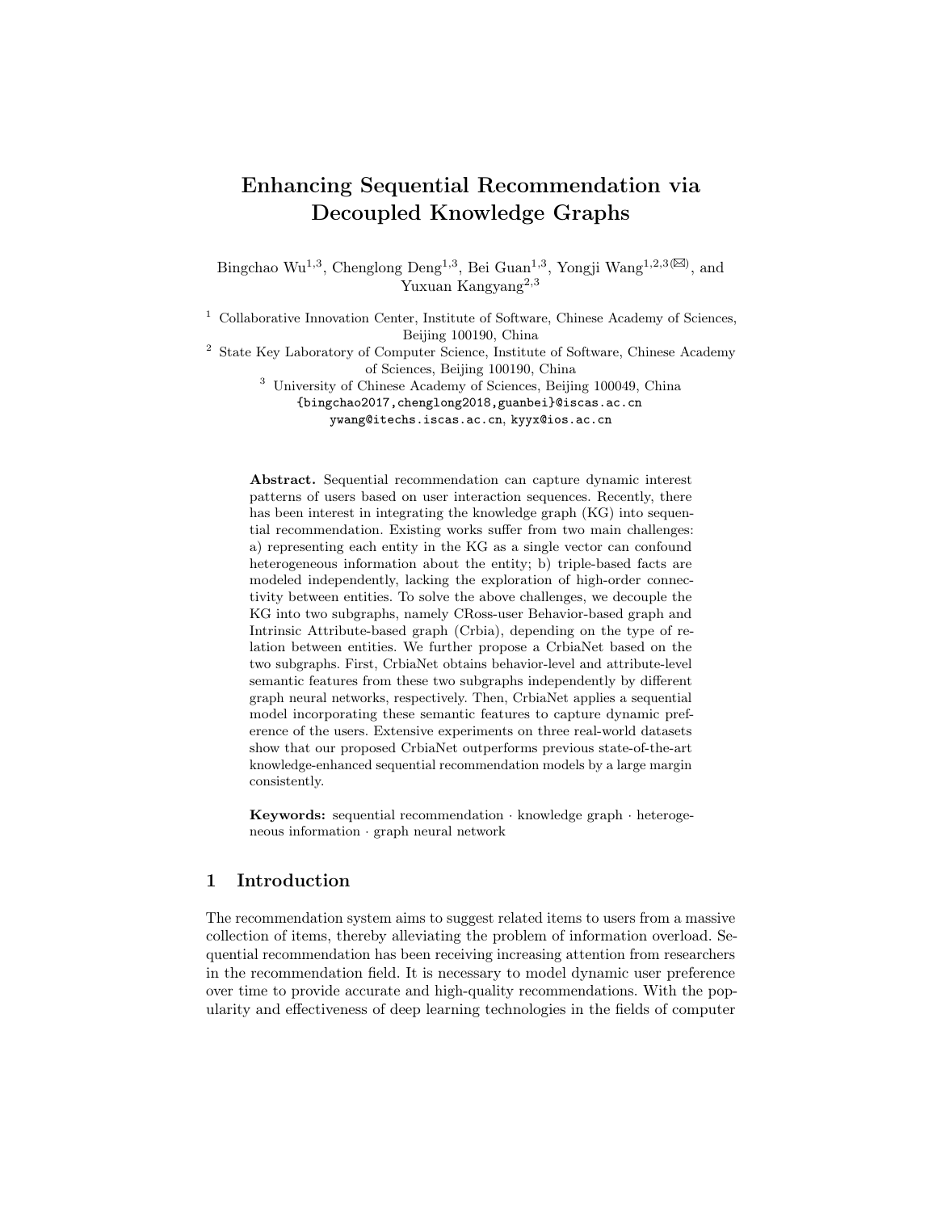# Enhancing Sequential Recommendation via Decoupled Knowledge Graphs

Bingchao Wu[1,3], Chenglong Deng[1,3], Bei Guan[1,3], Yongji Wang[1,2,3](✉), and Yuxuan Kangyang[2,3]

[1] Collaborative Innovation Center, Institute of Software, Chinese Academy of Sciences, Beijing 100190, China

[2] State Key Laboratory of Computer Science, Institute of Software, Chinese Academy of Sciences, Beijing 100190, China

[3] University of Chinese Academy of Sciences, Beijing 100049, China

{bingchao2017,chenglong2018,guanbei}@iscas.ac.cn
ywang@itechs.iscas.ac.cn, kyyx@ios.ac.cn

**Abstract.** Sequential recommendation can capture dynamic interest patterns of users based on user interaction sequences. Recently, there has been interest in integrating the knowledge graph (KG) into sequential recommendation. Existing works suffer from two main challenges: a) representing each entity in the KG as a single vector can confound heterogeneous information about the entity; b) triple-based facts are modeled independently, lacking the exploration of high-order connectivity between entities. To solve the above challenges, we decouple the KG into two subgraphs, namely CRoss-user Behavior-based graph and Intrinsic Attribute-based graph (Crbia), depending on the type of relation between entities. We further propose a CrbiaNet based on the two subgraphs. First, CrbiaNet obtains behavior-level and attribute-level semantic features from these two subgraphs independently by different graph neural networks, respectively. Then, CrbiaNet applies a sequential model incorporating these semantic features to capture dynamic preference of the users. Extensive experiments on three real-world datasets show that our proposed CrbiaNet outperforms previous state-of-the-art knowledge-enhanced sequential recommendation models by a large margin consistently.

**Keywords:** sequential recommendation · knowledge graph · heterogeneous information · graph neural network

## 1 Introduction

The recommendation system aims to suggest related items to users from a massive collection of items, thereby alleviating the problem of information overload. Sequential recommendation has been receiving increasing attention from researchers in the recommendation field. It is necessary to model dynamic user preference over time to provide accurate and high-quality recommendations. With the popularity and effectiveness of deep learning technologies in the fields of computer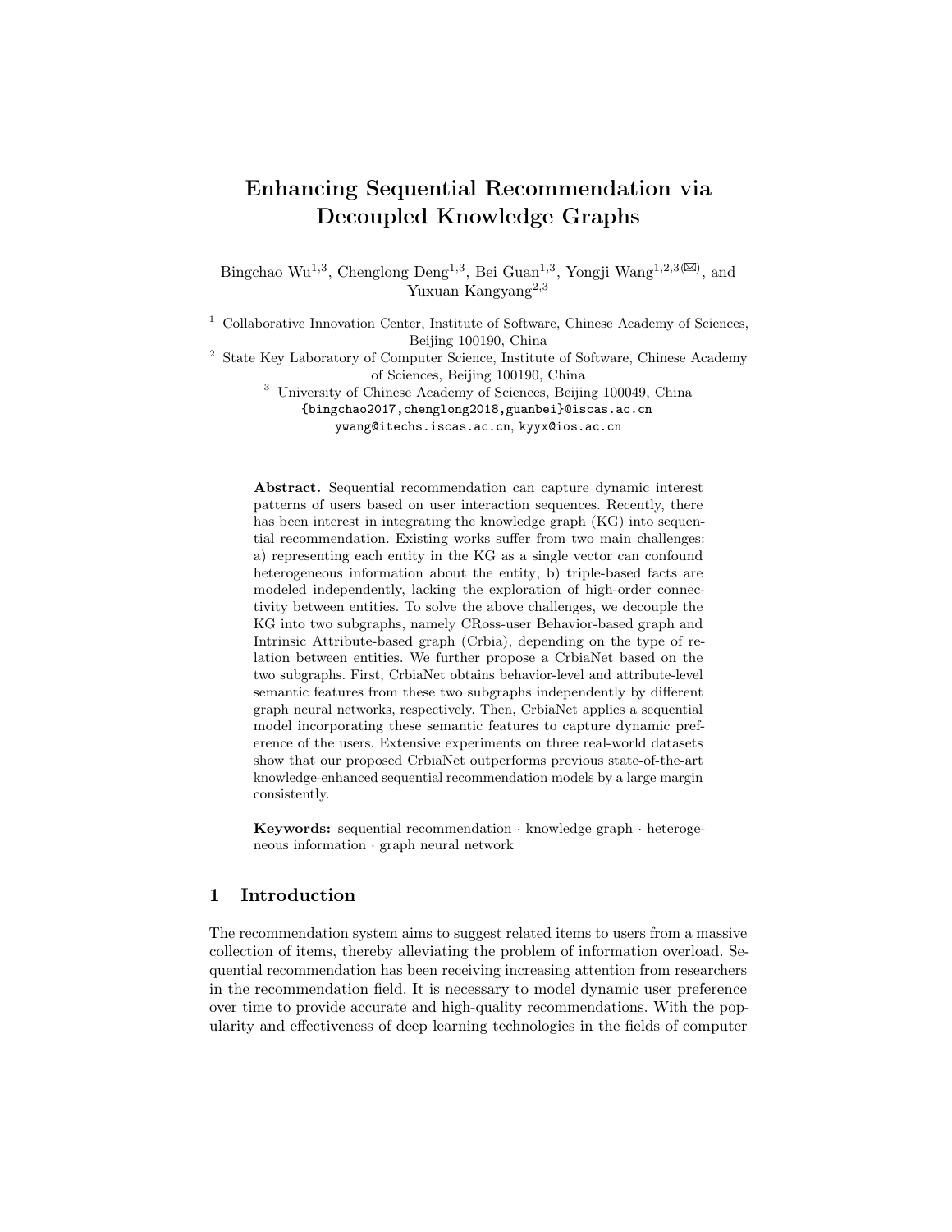# Enhancing Sequential Recommendation via Decoupled Knowledge Graphs

Bingchao Wu[1,3], Chenglong Deng[1,3], Bei Guan[1,3], Yongji Wang[1,2,3(✉)], and Yuxuan Kangyang[2,3]

[1] Collaborative Innovation Center, Institute of Software, Chinese Academy of Sciences, Beijing 100190, China

[2] State Key Laboratory of Computer Science, Institute of Software, Chinese Academy of Sciences, Beijing 100190, China

[3] University of Chinese Academy of Sciences, Beijing 100049, China

{bingchao2017,chenglong2018,guanbei}@iscas.ac.cn

ywang@itechs.iscas.ac.cn, kyyx@ios.ac.cn

**Abstract.** Sequential recommendation can capture dynamic interest patterns of users based on user interaction sequences. Recently, there has been interest in integrating the knowledge graph (KG) into sequential recommendation. Existing works suffer from two main challenges: a) representing each entity in the KG as a single vector can confound heterogeneous information about the entity; b) triple-based facts are modeled independently, lacking the exploration of high-order connectivity between entities. To solve the above challenges, we decouple the KG into two subgraphs, namely CRoss-user Behavior-based graph and Intrinsic Attribute-based graph (Crbia), depending on the type of relation between entities. We further propose a CrbiaNet based on the two subgraphs. First, CrbiaNet obtains behavior-level and attribute-level semantic features from these two subgraphs independently by different graph neural networks, respectively. Then, CrbiaNet applies a sequential model incorporating these semantic features to capture dynamic preference of the users. Extensive experiments on three real-world datasets show that our proposed CrbiaNet outperforms previous state-of-the-art knowledge-enhanced sequential recommendation models by a large margin consistently.

**Keywords:** sequential recommendation · knowledge graph · heterogeneous information · graph neural network

## 1 Introduction

The recommendation system aims to suggest related items to users from a massive collection of items, thereby alleviating the problem of information overload. Sequential recommendation has been receiving increasing attention from researchers in the recommendation field. It is necessary to model dynamic user preference over time to provide accurate and high-quality recommendations. With the popularity and effectiveness of deep learning technologies in the fields of computer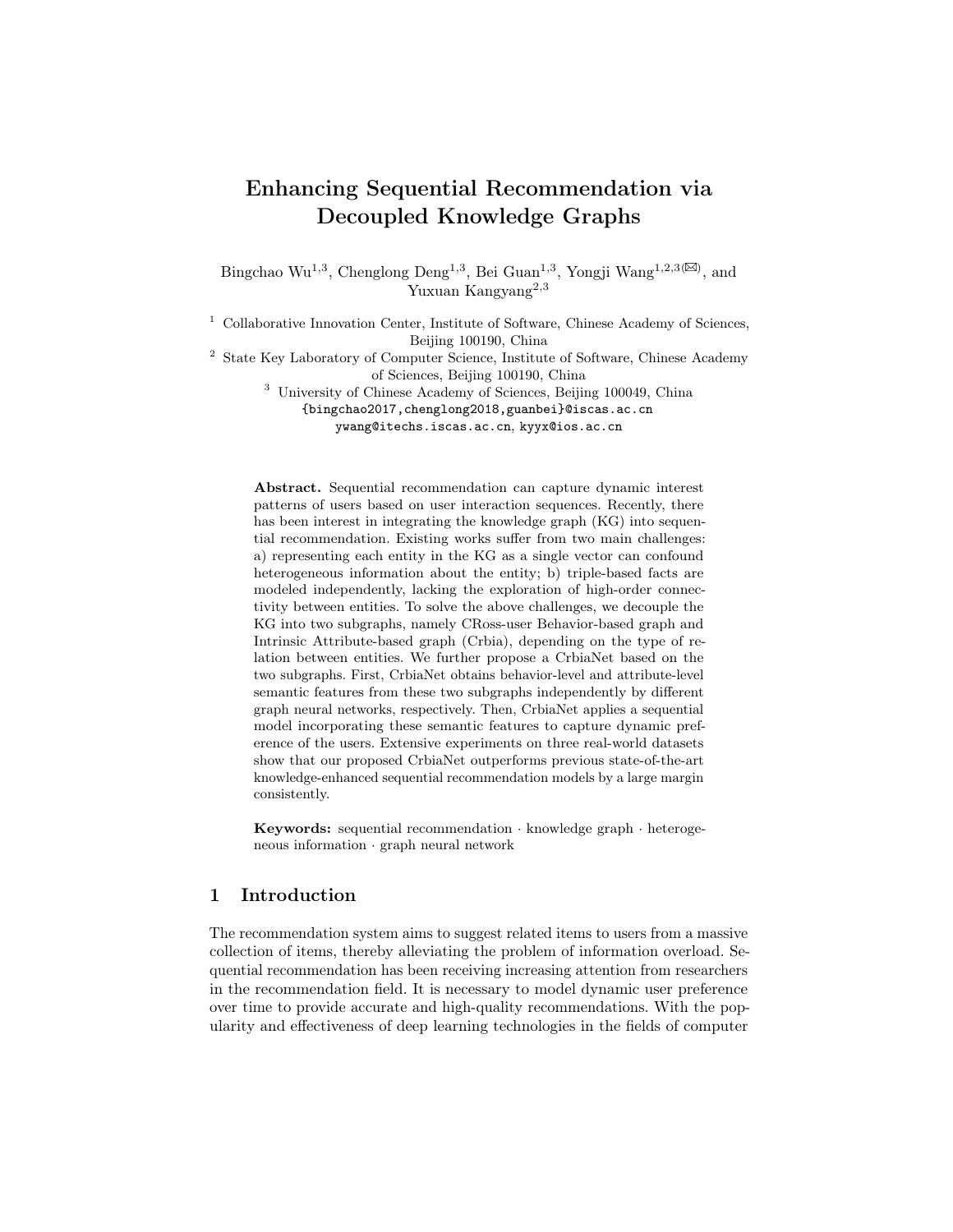# Enhancing Sequential Recommendation via Decoupled Knowledge Graphs

Bingchao Wu[1,3], Chenglong Deng[1,3], Bei Guan[1,3], Yongji Wang[1,2,3](✉), and Yuxuan Kangyang[2,3]

[1] Collaborative Innovation Center, Institute of Software, Chinese Academy of Sciences, Beijing 100190, China

[2] State Key Laboratory of Computer Science, Institute of Software, Chinese Academy of Sciences, Beijing 100190, China

[3] University of Chinese Academy of Sciences, Beijing 100049, China

{bingchao2017,chenglong2018,guanbei}@iscas.ac.cn

ywang@itechs.iscas.ac.cn, kyyx@ios.ac.cn

**Abstract.** Sequential recommendation can capture dynamic interest patterns of users based on user interaction sequences. Recently, there has been interest in integrating the knowledge graph (KG) into sequential recommendation. Existing works suffer from two main challenges: a) representing each entity in the KG as a single vector can confound heterogeneous information about the entity; b) triple-based facts are modeled independently, lacking the exploration of high-order connectivity between entities. To solve the above challenges, we decouple the KG into two subgraphs, namely CRoss-user Behavior-based graph and Intrinsic Attribute-based graph (Crbia), depending on the type of relation between entities. We further propose a CrbiaNet based on the two subgraphs. First, CrbiaNet obtains behavior-level and attribute-level semantic features from these two subgraphs independently by different graph neural networks, respectively. Then, CrbiaNet applies a sequential model incorporating these semantic features to capture dynamic preference of the users. Extensive experiments on three real-world datasets show that our proposed CrbiaNet outperforms previous state-of-the-art knowledge-enhanced sequential recommendation models by a large margin consistently.

**Keywords:** sequential recommendation · knowledge graph · heterogeneous information · graph neural network

## 1 Introduction

The recommendation system aims to suggest related items to users from a massive collection of items, thereby alleviating the problem of information overload. Sequential recommendation has been receiving increasing attention from researchers in the recommendation field. It is necessary to model dynamic user preference over time to provide accurate and high-quality recommendations. With the popularity and effectiveness of deep learning technologies in the fields of computer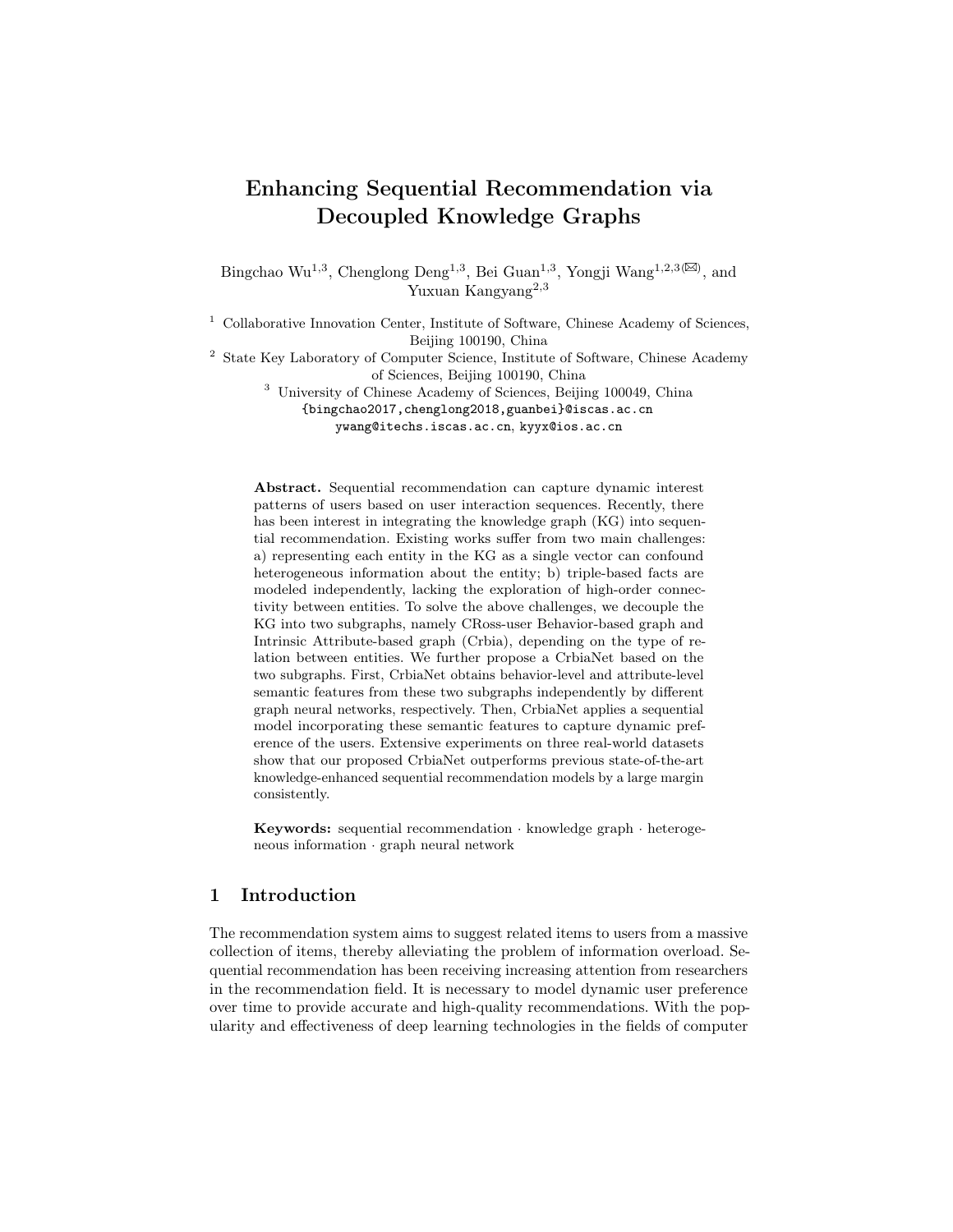# Enhancing Sequential Recommendation via Decoupled Knowledge Graphs

Bingchao Wu[1,3], Chenglong Deng[1,3], Bei Guan[1,3], Yongji Wang[1,2,3](✉), and Yuxuan Kangyang[2,3]

[1] Collaborative Innovation Center, Institute of Software, Chinese Academy of Sciences, Beijing 100190, China

[2] State Key Laboratory of Computer Science, Institute of Software, Chinese Academy of Sciences, Beijing 100190, China

[3] University of Chinese Academy of Sciences, Beijing 100049, China

{bingchao2017,chenglong2018,guanbei}@iscas.ac.cn

ywang@itechs.iscas.ac.cn, kyyx@ios.ac.cn

**Abstract.** Sequential recommendation can capture dynamic interest patterns of users based on user interaction sequences. Recently, there has been interest in integrating the knowledge graph (KG) into sequential recommendation. Existing works suffer from two main challenges: a) representing each entity in the KG as a single vector can confound heterogeneous information about the entity; b) triple-based facts are modeled independently, lacking the exploration of high-order connectivity between entities. To solve the above challenges, we decouple the KG into two subgraphs, namely CRoss-user Behavior-based graph and Intrinsic Attribute-based graph (Crbia), depending on the type of relation between entities. We further propose a CrbiaNet based on the two subgraphs. First, CrbiaNet obtains behavior-level and attribute-level semantic features from these two subgraphs independently by different graph neural networks, respectively. Then, CrbiaNet applies a sequential model incorporating these semantic features to capture dynamic preference of the users. Extensive experiments on three real-world datasets show that our proposed CrbiaNet outperforms previous state-of-the-art knowledge-enhanced sequential recommendation models by a large margin consistently.

**Keywords:** sequential recommendation · knowledge graph · heterogeneous information · graph neural network

## 1 Introduction

The recommendation system aims to suggest related items to users from a massive collection of items, thereby alleviating the problem of information overload. Sequential recommendation has been receiving increasing attention from researchers in the recommendation field. It is necessary to model dynamic user preference over time to provide accurate and high-quality recommendations. With the popularity and effectiveness of deep learning technologies in the fields of computer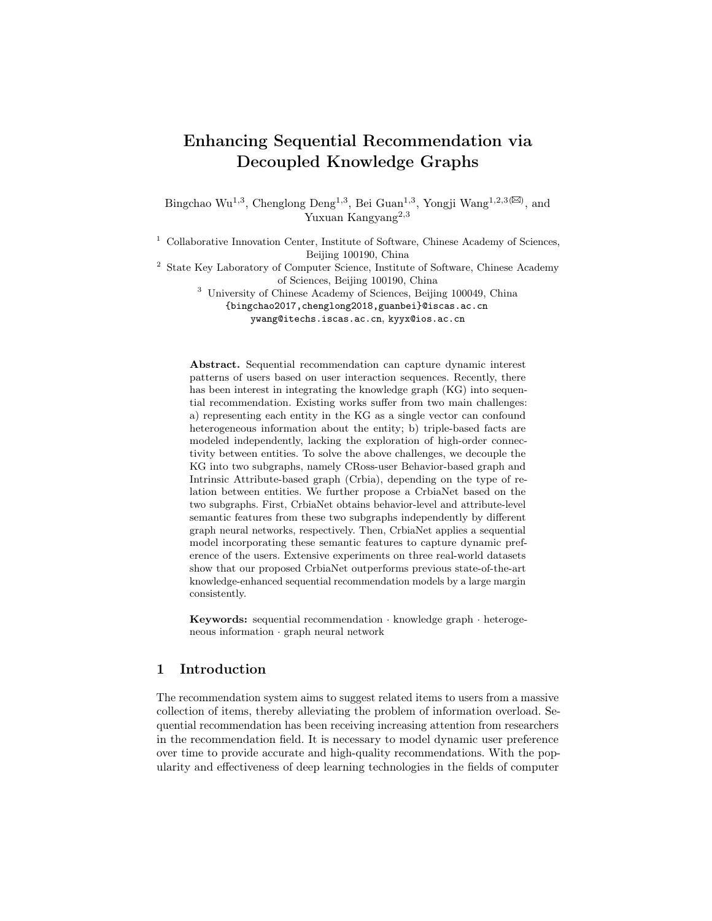# Enhancing Sequential Recommendation via Decoupled Knowledge Graphs

Bingchao Wu[1,3], Chenglong Deng[1,3], Bei Guan[1,3], Yongji Wang[1,2,3](✉), and Yuxuan Kangyang[2,3]

[1] Collaborative Innovation Center, Institute of Software, Chinese Academy of Sciences, Beijing 100190, China

[2] State Key Laboratory of Computer Science, Institute of Software, Chinese Academy of Sciences, Beijing 100190, China

[3] University of Chinese Academy of Sciences, Beijing 100049, China

{bingchao2017,chenglong2018,guanbei}@iscas.ac.cn
ywang@itechs.iscas.ac.cn, kyyx@ios.ac.cn

**Abstract.** Sequential recommendation can capture dynamic interest patterns of users based on user interaction sequences. Recently, there has been interest in integrating the knowledge graph (KG) into sequential recommendation. Existing works suffer from two main challenges: a) representing each entity in the KG as a single vector can confound heterogeneous information about the entity; b) triple-based facts are modeled independently, lacking the exploration of high-order connectivity between entities. To solve the above challenges, we decouple the KG into two subgraphs, namely CRoss-user Behavior-based graph and Intrinsic Attribute-based graph (Crbia), depending on the type of relation between entities. We further propose a CrbiaNet based on the two subgraphs. First, CrbiaNet obtains behavior-level and attribute-level semantic features from these two subgraphs independently by different graph neural networks, respectively. Then, CrbiaNet applies a sequential model incorporating these semantic features to capture dynamic preference of the users. Extensive experiments on three real-world datasets show that our proposed CrbiaNet outperforms previous state-of-the-art knowledge-enhanced sequential recommendation models by a large margin consistently.

**Keywords:** sequential recommendation · knowledge graph · heterogeneous information · graph neural network

## 1 Introduction

The recommendation system aims to suggest related items to users from a massive collection of items, thereby alleviating the problem of information overload. Sequential recommendation has been receiving increasing attention from researchers in the recommendation field. It is necessary to model dynamic user preference over time to provide accurate and high-quality recommendations. With the popularity and effectiveness of deep learning technologies in the fields of computer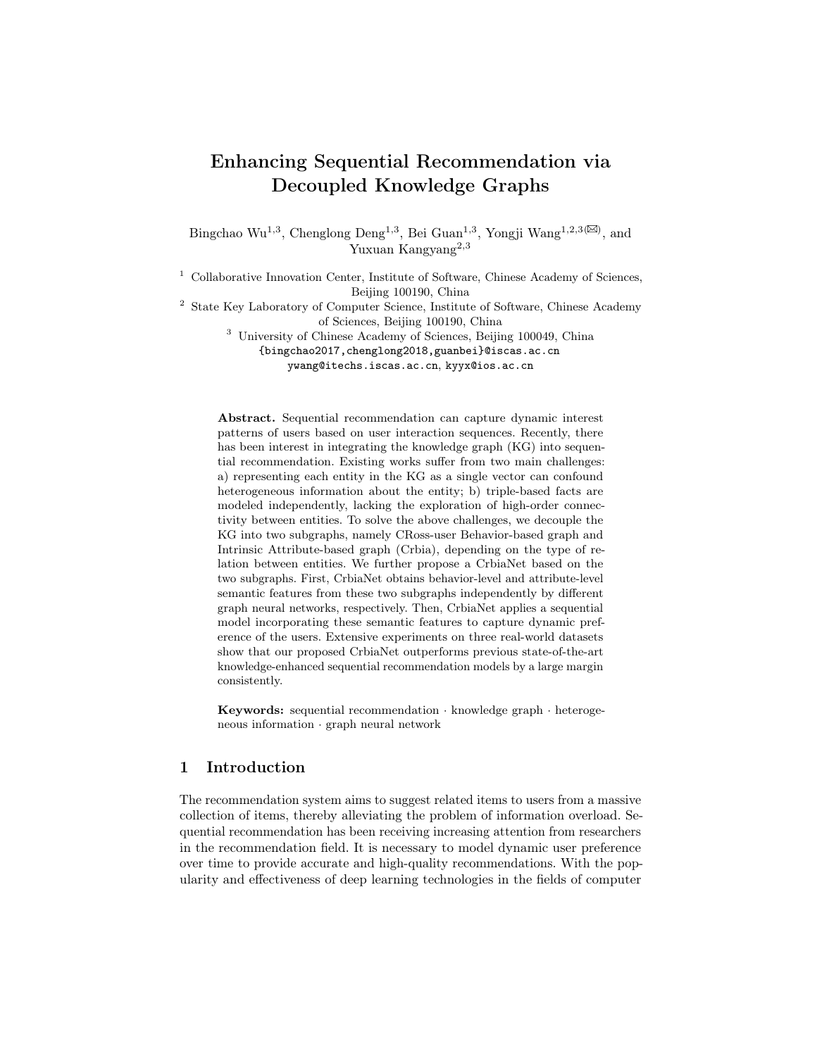# Enhancing Sequential Recommendation via Decoupled Knowledge Graphs

Bingchao Wu[1,3], Chenglong Deng[1,3], Bei Guan[1,3], Yongji Wang[1,2,3](✉), and Yuxuan Kangyang[2,3]

[1] Collaborative Innovation Center, Institute of Software, Chinese Academy of Sciences, Beijing 100190, China

[2] State Key Laboratory of Computer Science, Institute of Software, Chinese Academy of Sciences, Beijing 100190, China

[3] University of Chinese Academy of Sciences, Beijing 100049, China

{bingchao2017,chenglong2018,guanbei}@iscas.ac.cn
ywang@itechs.iscas.ac.cn, kyyx@ios.ac.cn

**Abstract.** Sequential recommendation can capture dynamic interest patterns of users based on user interaction sequences. Recently, there has been interest in integrating the knowledge graph (KG) into sequential recommendation. Existing works suffer from two main challenges: a) representing each entity in the KG as a single vector can confound heterogeneous information about the entity; b) triple-based facts are modeled independently, lacking the exploration of high-order connectivity between entities. To solve the above challenges, we decouple the KG into two subgraphs, namely CRoss-user Behavior-based graph and Intrinsic Attribute-based graph (Crbia), depending on the type of relation between entities. We further propose a CrbiaNet based on the two subgraphs. First, CrbiaNet obtains behavior-level and attribute-level semantic features from these two subgraphs independently by different graph neural networks, respectively. Then, CrbiaNet applies a sequential model incorporating these semantic features to capture dynamic preference of the users. Extensive experiments on three real-world datasets show that our proposed CrbiaNet outperforms previous state-of-the-art knowledge-enhanced sequential recommendation models by a large margin consistently.

**Keywords:** sequential recommendation · knowledge graph · heterogeneous information · graph neural network

## 1 Introduction

The recommendation system aims to suggest related items to users from a massive collection of items, thereby alleviating the problem of information overload. Sequential recommendation has been receiving increasing attention from researchers in the recommendation field. It is necessary to model dynamic user preference over time to provide accurate and high-quality recommendations. With the popularity and effectiveness of deep learning technologies in the fields of computer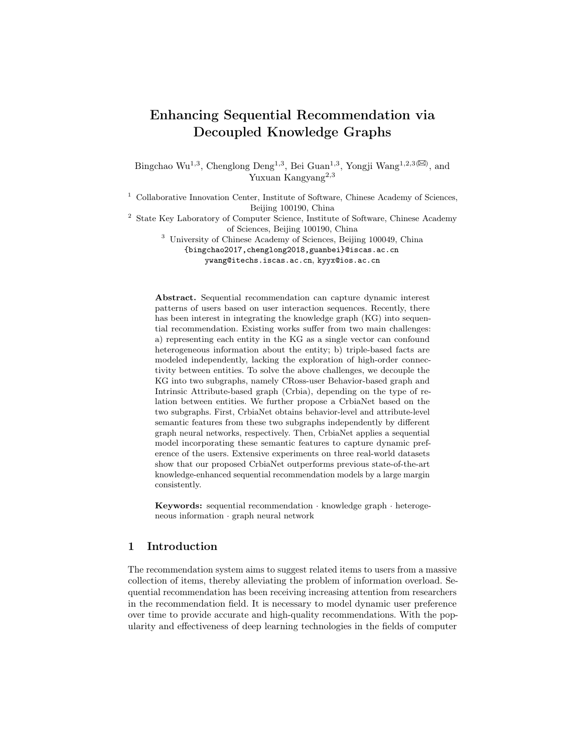# Enhancing Sequential Recommendation via Decoupled Knowledge Graphs

Bingchao Wu[1,3], Chenglong Deng[1,3], Bei Guan[1,3], Yongji Wang[1,2,3](✉), and Yuxuan Kangyang[2,3]

[1] Collaborative Innovation Center, Institute of Software, Chinese Academy of Sciences, Beijing 100190, China

[2] State Key Laboratory of Computer Science, Institute of Software, Chinese Academy of Sciences, Beijing 100190, China

[3] University of Chinese Academy of Sciences, Beijing 100049, China

{bingchao2017,chenglong2018,guanbei}@iscas.ac.cn
ywang@itechs.iscas.ac.cn, kyyx@ios.ac.cn

**Abstract.** Sequential recommendation can capture dynamic interest patterns of users based on user interaction sequences. Recently, there has been interest in integrating the knowledge graph (KG) into sequential recommendation. Existing works suffer from two main challenges: a) representing each entity in the KG as a single vector can confound heterogeneous information about the entity; b) triple-based facts are modeled independently, lacking the exploration of high-order connectivity between entities. To solve the above challenges, we decouple the KG into two subgraphs, namely CRoss-user Behavior-based graph and Intrinsic Attribute-based graph (Crbia), depending on the type of relation between entities. We further propose a CrbiaNet based on the two subgraphs. First, CrbiaNet obtains behavior-level and attribute-level semantic features from these two subgraphs independently by different graph neural networks, respectively. Then, CrbiaNet applies a sequential model incorporating these semantic features to capture dynamic preference of the users. Extensive experiments on three real-world datasets show that our proposed CrbiaNet outperforms previous state-of-the-art knowledge-enhanced sequential recommendation models by a large margin consistently.

**Keywords:** sequential recommendation · knowledge graph · heterogeneous information · graph neural network

## 1 Introduction

The recommendation system aims to suggest related items to users from a massive collection of items, thereby alleviating the problem of information overload. Sequential recommendation has been receiving increasing attention from researchers in the recommendation field. It is necessary to model dynamic user preference over time to provide accurate and high-quality recommendations. With the popularity and effectiveness of deep learning technologies in the fields of computer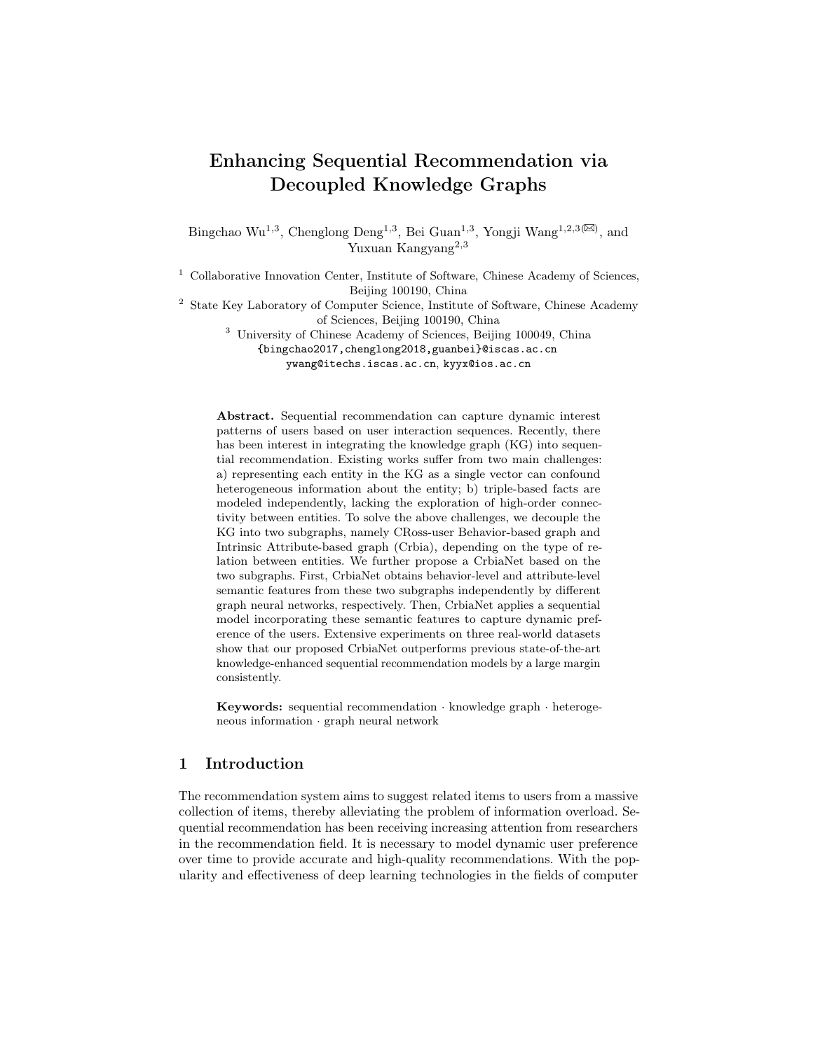# Enhancing Sequential Recommendation via Decoupled Knowledge Graphs

Bingchao Wu[1,3], Chenglong Deng[1,3], Bei Guan[1,3], Yongji Wang[1,2,3(✉)], and Yuxuan Kangyang[2,3]

[1] Collaborative Innovation Center, Institute of Software, Chinese Academy of Sciences, Beijing 100190, China

[2] State Key Laboratory of Computer Science, Institute of Software, Chinese Academy of Sciences, Beijing 100190, China

[3] University of Chinese Academy of Sciences, Beijing 100049, China

{bingchao2017,chenglong2018,guanbei}@iscas.ac.cn

ywang@itechs.iscas.ac.cn, kyyx@ios.ac.cn

**Abstract.** Sequential recommendation can capture dynamic interest patterns of users based on user interaction sequences. Recently, there has been interest in integrating the knowledge graph (KG) into sequential recommendation. Existing works suffer from two main challenges: a) representing each entity in the KG as a single vector can confound heterogeneous information about the entity; b) triple-based facts are modeled independently, lacking the exploration of high-order connectivity between entities. To solve the above challenges, we decouple the KG into two subgraphs, namely CRoss-user Behavior-based graph and Intrinsic Attribute-based graph (Crbia), depending on the type of relation between entities. We further propose a CrbiaNet based on the two subgraphs. First, CrbiaNet obtains behavior-level and attribute-level semantic features from these two subgraphs independently by different graph neural networks, respectively. Then, CrbiaNet applies a sequential model incorporating these semantic features to capture dynamic preference of the users. Extensive experiments on three real-world datasets show that our proposed CrbiaNet outperforms previous state-of-the-art knowledge-enhanced sequential recommendation models by a large margin consistently.

**Keywords:** sequential recommendation · knowledge graph · heterogeneous information · graph neural network

## 1 Introduction

The recommendation system aims to suggest related items to users from a massive collection of items, thereby alleviating the problem of information overload. Sequential recommendation has been receiving increasing attention from researchers in the recommendation field. It is necessary to model dynamic user preference over time to provide accurate and high-quality recommendations. With the popularity and effectiveness of deep learning technologies in the fields of computer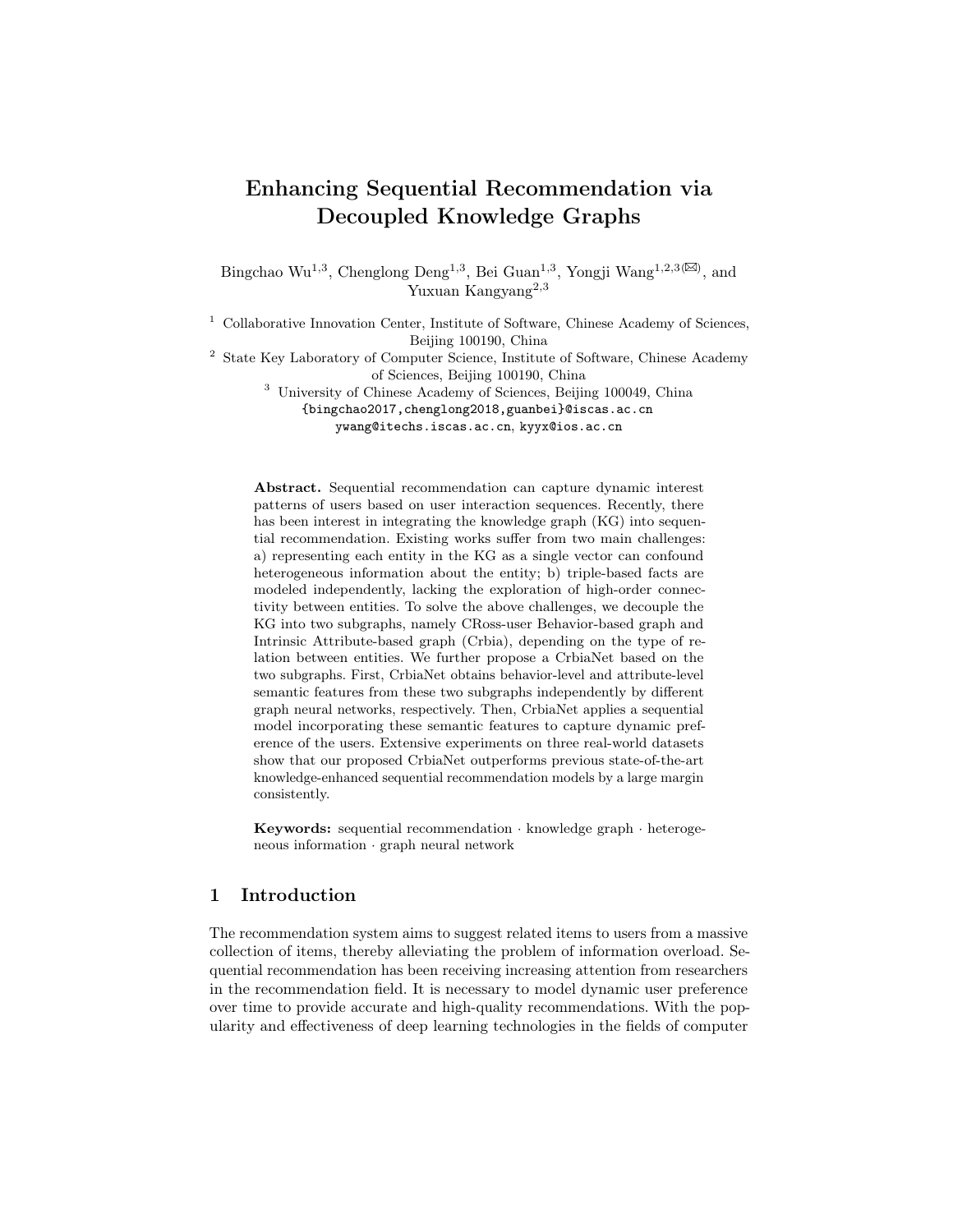# Enhancing Sequential Recommendation via Decoupled Knowledge Graphs

Bingchao Wu[1,3], Chenglong Deng[1,3], Bei Guan[1,3], Yongji Wang[1,2,3](✉), and Yuxuan Kangyang[2,3]

[1] Collaborative Innovation Center, Institute of Software, Chinese Academy of Sciences, Beijing 100190, China

[2] State Key Laboratory of Computer Science, Institute of Software, Chinese Academy of Sciences, Beijing 100190, China

[3] University of Chinese Academy of Sciences, Beijing 100049, China

{bingchao2017,chenglong2018,guanbei}@iscas.ac.cn

ywang@itechs.iscas.ac.cn, kyyx@ios.ac.cn

**Abstract.** Sequential recommendation can capture dynamic interest patterns of users based on user interaction sequences. Recently, there has been interest in integrating the knowledge graph (KG) into sequential recommendation. Existing works suffer from two main challenges: a) representing each entity in the KG as a single vector can confound heterogeneous information about the entity; b) triple-based facts are modeled independently, lacking the exploration of high-order connectivity between entities. To solve the above challenges, we decouple the KG into two subgraphs, namely CRoss-user Behavior-based graph and Intrinsic Attribute-based graph (Crbia), depending on the type of relation between entities. We further propose a CrbiaNet based on the two subgraphs. First, CrbiaNet obtains behavior-level and attribute-level semantic features from these two subgraphs independently by different graph neural networks, respectively. Then, CrbiaNet applies a sequential model incorporating these semantic features to capture dynamic preference of the users. Extensive experiments on three real-world datasets show that our proposed CrbiaNet outperforms previous state-of-the-art knowledge-enhanced sequential recommendation models by a large margin consistently.

**Keywords:** sequential recommendation · knowledge graph · heterogeneous information · graph neural network

## 1 Introduction

The recommendation system aims to suggest related items to users from a massive collection of items, thereby alleviating the problem of information overload. Sequential recommendation has been receiving increasing attention from researchers in the recommendation field. It is necessary to model dynamic user preference over time to provide accurate and high-quality recommendations. With the popularity and effectiveness of deep learning technologies in the fields of computer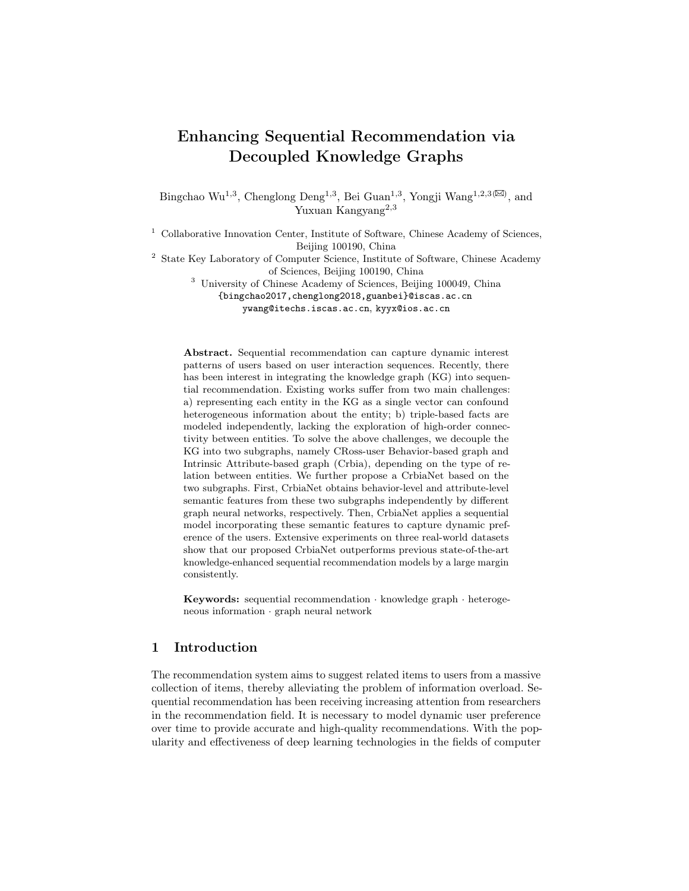# Enhancing Sequential Recommendation via Decoupled Knowledge Graphs

Bingchao Wu[1,3], Chenglong Deng[1,3], Bei Guan[1,3], Yongji Wang[1,2,3](✉), and Yuxuan Kangyang[2,3]

[1] Collaborative Innovation Center, Institute of Software, Chinese Academy of Sciences, Beijing 100190, China

[2] State Key Laboratory of Computer Science, Institute of Software, Chinese Academy of Sciences, Beijing 100190, China

[3] University of Chinese Academy of Sciences, Beijing 100049, China

{bingchao2017,chenglong2018,guanbei}@iscas.ac.cn

ywang@itechs.iscas.ac.cn, kyyx@ios.ac.cn

**Abstract.** Sequential recommendation can capture dynamic interest patterns of users based on user interaction sequences. Recently, there has been interest in integrating the knowledge graph (KG) into sequential recommendation. Existing works suffer from two main challenges: a) representing each entity in the KG as a single vector can confound heterogeneous information about the entity; b) triple-based facts are modeled independently, lacking the exploration of high-order connectivity between entities. To solve the above challenges, we decouple the KG into two subgraphs, namely CRoss-user Behavior-based graph and Intrinsic Attribute-based graph (Crbia), depending on the type of relation between entities. We further propose a CrbiaNet based on the two subgraphs. First, CrbiaNet obtains behavior-level and attribute-level semantic features from these two subgraphs independently by different graph neural networks, respectively. Then, CrbiaNet applies a sequential model incorporating these semantic features to capture dynamic preference of the users. Extensive experiments on three real-world datasets show that our proposed CrbiaNet outperforms previous state-of-the-art knowledge-enhanced sequential recommendation models by a large margin consistently.

**Keywords:** sequential recommendation · knowledge graph · heterogeneous information · graph neural network

## 1 Introduction

The recommendation system aims to suggest related items to users from a massive collection of items, thereby alleviating the problem of information overload. Sequential recommendation has been receiving increasing attention from researchers in the recommendation field. It is necessary to model dynamic user preference over time to provide accurate and high-quality recommendations. With the popularity and effectiveness of deep learning technologies in the fields of computer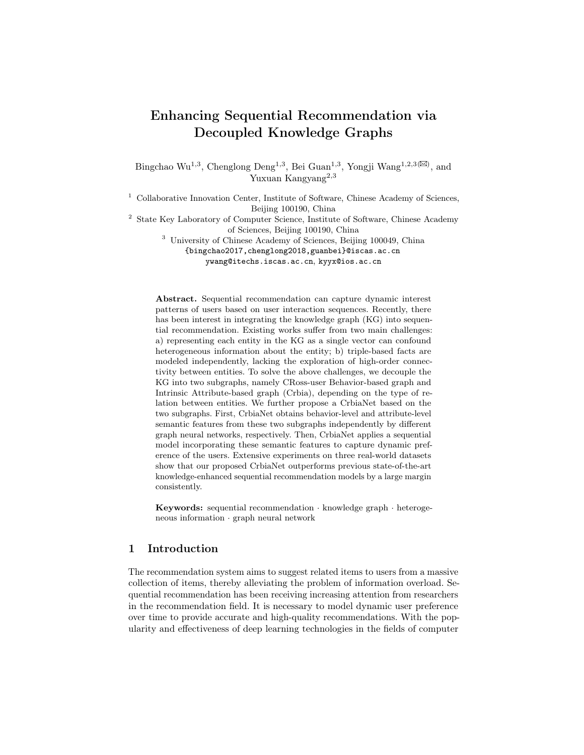# Enhancing Sequential Recommendation via Decoupled Knowledge Graphs

Bingchao Wu[1,3], Chenglong Deng[1,3], Bei Guan[1,3], Yongji Wang[1,2,3](✉), and Yuxuan Kangyang[2,3]

[1] Collaborative Innovation Center, Institute of Software, Chinese Academy of Sciences, Beijing 100190, China

[2] State Key Laboratory of Computer Science, Institute of Software, Chinese Academy of Sciences, Beijing 100190, China

[3] University of Chinese Academy of Sciences, Beijing 100049, China

{bingchao2017,chenglong2018,guanbei}@iscas.ac.cn

ywang@itechs.iscas.ac.cn, kyyx@ios.ac.cn

**Abstract.** Sequential recommendation can capture dynamic interest patterns of users based on user interaction sequences. Recently, there has been interest in integrating the knowledge graph (KG) into sequential recommendation. Existing works suffer from two main challenges: a) representing each entity in the KG as a single vector can confound heterogeneous information about the entity; b) triple-based facts are modeled independently, lacking the exploration of high-order connectivity between entities. To solve the above challenges, we decouple the KG into two subgraphs, namely CRoss-user Behavior-based graph and Intrinsic Attribute-based graph (Crbia), depending on the type of relation between entities. We further propose a CrbiaNet based on the two subgraphs. First, CrbiaNet obtains behavior-level and attribute-level semantic features from these two subgraphs independently by different graph neural networks, respectively. Then, CrbiaNet applies a sequential model incorporating these semantic features to capture dynamic preference of the users. Extensive experiments on three real-world datasets show that our proposed CrbiaNet outperforms previous state-of-the-art knowledge-enhanced sequential recommendation models by a large margin consistently.

**Keywords:** sequential recommendation · knowledge graph · heterogeneous information · graph neural network

## 1 Introduction

The recommendation system aims to suggest related items to users from a massive collection of items, thereby alleviating the problem of information overload. Sequential recommendation has been receiving increasing attention from researchers in the recommendation field. It is necessary to model dynamic user preference over time to provide accurate and high-quality recommendations. With the popularity and effectiveness of deep learning technologies in the fields of computer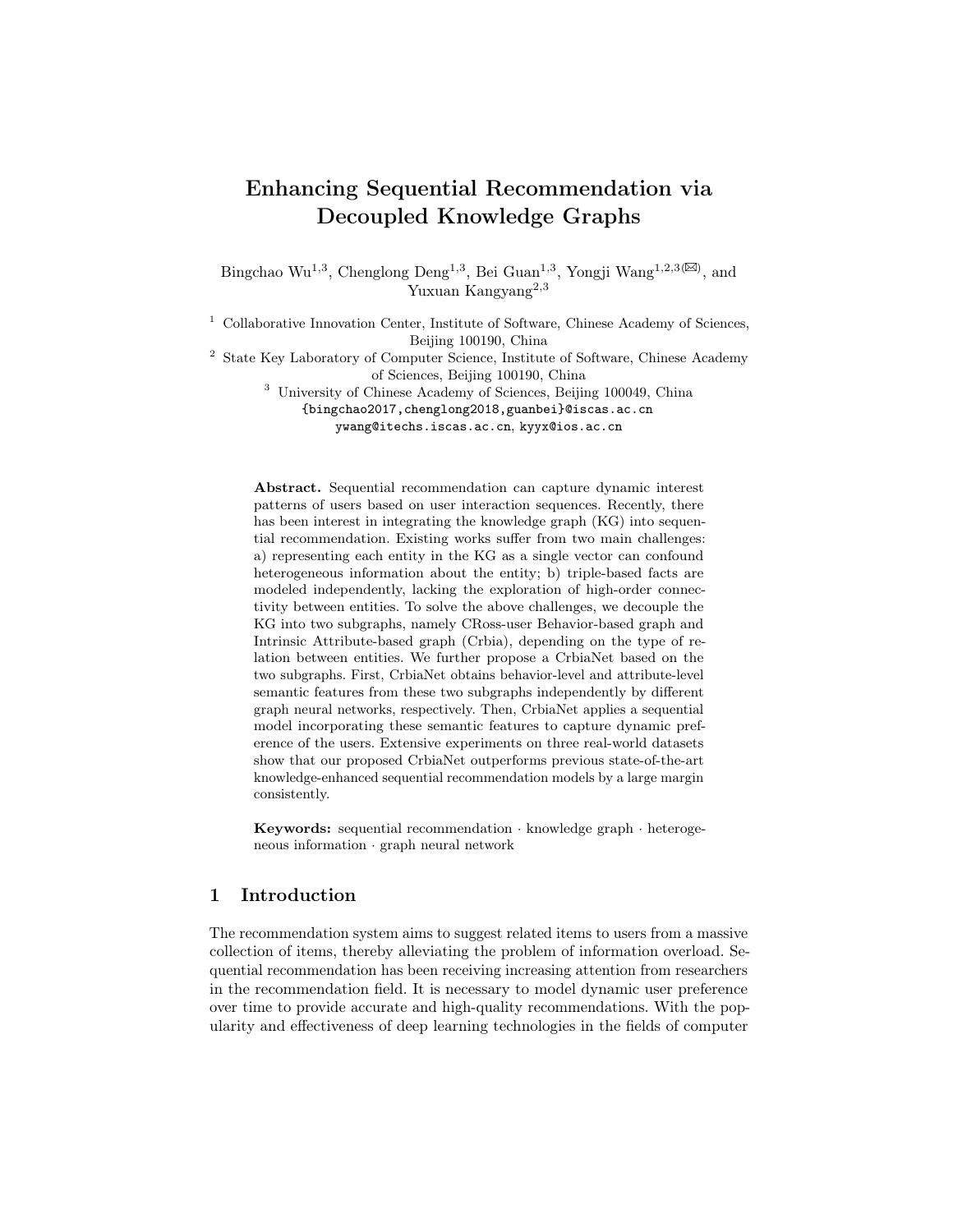# Enhancing Sequential Recommendation via Decoupled Knowledge Graphs

Bingchao Wu[1,3], Chenglong Deng[1,3], Bei Guan[1,3], Yongji Wang[1,2,3](✉), and Yuxuan Kangyang[2,3]

[1] Collaborative Innovation Center, Institute of Software, Chinese Academy of Sciences, Beijing 100190, China

[2] State Key Laboratory of Computer Science, Institute of Software, Chinese Academy of Sciences, Beijing 100190, China

[3] University of Chinese Academy of Sciences, Beijing 100049, China

{bingchao2017,chenglong2018,guanbei}@iscas.ac.cn
ywang@itechs.iscas.ac.cn, kyyx@ios.ac.cn

**Abstract.** Sequential recommendation can capture dynamic interest patterns of users based on user interaction sequences. Recently, there has been interest in integrating the knowledge graph (KG) into sequential recommendation. Existing works suffer from two main challenges: a) representing each entity in the KG as a single vector can confound heterogeneous information about the entity; b) triple-based facts are modeled independently, lacking the exploration of high-order connectivity between entities. To solve the above challenges, we decouple the KG into two subgraphs, namely CRoss-user Behavior-based graph and Intrinsic Attribute-based graph (Crbia), depending on the type of relation between entities. We further propose a CrbiaNet based on the two subgraphs. First, CrbiaNet obtains behavior-level and attribute-level semantic features from these two subgraphs independently by different graph neural networks, respectively. Then, CrbiaNet applies a sequential model incorporating these semantic features to capture dynamic preference of the users. Extensive experiments on three real-world datasets show that our proposed CrbiaNet outperforms previous state-of-the-art knowledge-enhanced sequential recommendation models by a large margin consistently.

**Keywords:** sequential recommendation · knowledge graph · heterogeneous information · graph neural network

## 1 Introduction

The recommendation system aims to suggest related items to users from a massive collection of items, thereby alleviating the problem of information overload. Sequential recommendation has been receiving increasing attention from researchers in the recommendation field. It is necessary to model dynamic user preference over time to provide accurate and high-quality recommendations. With the popularity and effectiveness of deep learning technologies in the fields of computer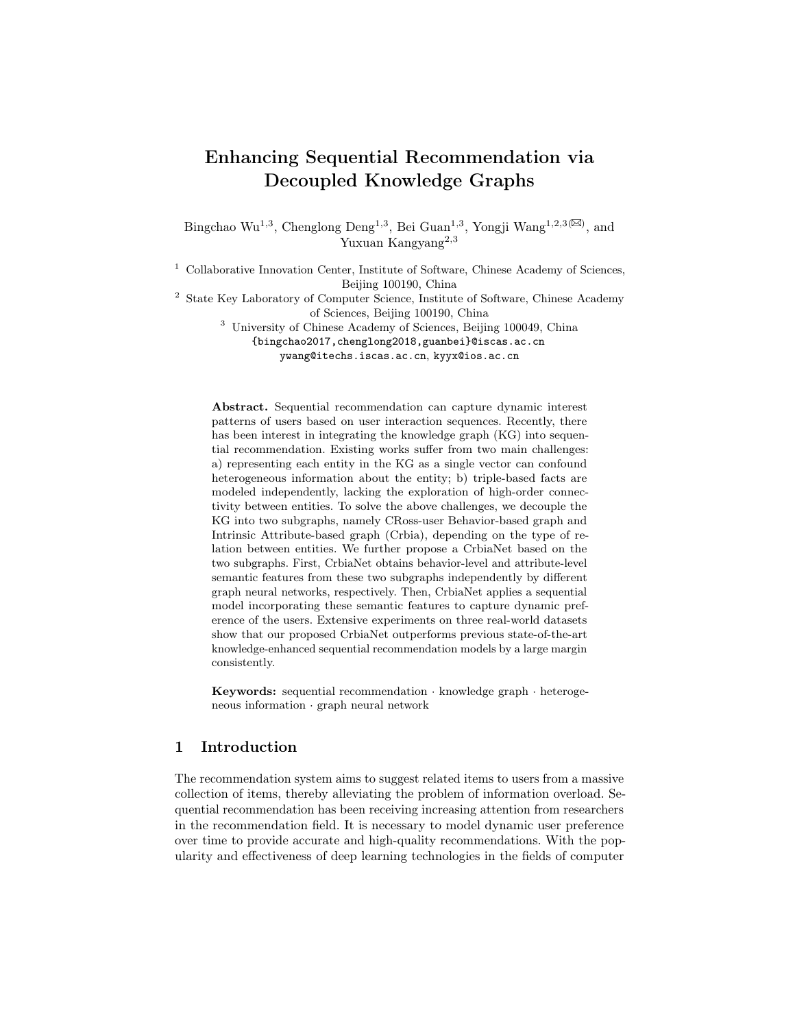# Enhancing Sequential Recommendation via Decoupled Knowledge Graphs

Bingchao Wu[1,3], Chenglong Deng[1,3], Bei Guan[1,3], Yongji Wang[1,2,3](✉), and Yuxuan Kangyang[2,3]

[1] Collaborative Innovation Center, Institute of Software, Chinese Academy of Sciences, Beijing 100190, China

[2] State Key Laboratory of Computer Science, Institute of Software, Chinese Academy of Sciences, Beijing 100190, China

[3] University of Chinese Academy of Sciences, Beijing 100049, China

{bingchao2017,chenglong2018,guanbei}@iscas.ac.cn

ywang@itechs.iscas.ac.cn, kyyx@ios.ac.cn

**Abstract.** Sequential recommendation can capture dynamic interest patterns of users based on user interaction sequences. Recently, there has been interest in integrating the knowledge graph (KG) into sequential recommendation. Existing works suffer from two main challenges: a) representing each entity in the KG as a single vector can confound heterogeneous information about the entity; b) triple-based facts are modeled independently, lacking the exploration of high-order connectivity between entities. To solve the above challenges, we decouple the KG into two subgraphs, namely CRoss-user Behavior-based graph and Intrinsic Attribute-based graph (Crbia), depending on the type of relation between entities. We further propose a CrbiaNet based on the two subgraphs. First, CrbiaNet obtains behavior-level and attribute-level semantic features from these two subgraphs independently by different graph neural networks, respectively. Then, CrbiaNet applies a sequential model incorporating these semantic features to capture dynamic preference of the users. Extensive experiments on three real-world datasets show that our proposed CrbiaNet outperforms previous state-of-the-art knowledge-enhanced sequential recommendation models by a large margin consistently.

**Keywords:** sequential recommendation · knowledge graph · heterogeneous information · graph neural network

## 1 Introduction

The recommendation system aims to suggest related items to users from a massive collection of items, thereby alleviating the problem of information overload. Sequential recommendation has been receiving increasing attention from researchers in the recommendation field. It is necessary to model dynamic user preference over time to provide accurate and high-quality recommendations. With the popularity and effectiveness of deep learning technologies in the fields of computer